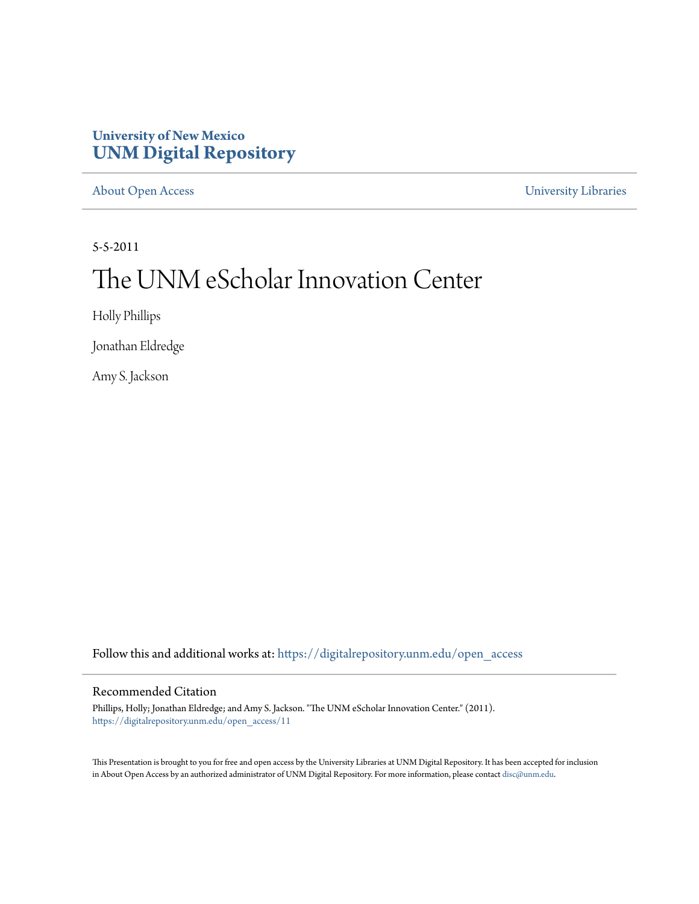University of New Mexico
**UNM Digital Repository**

About Open Access | University Libraries

5-5-2011

# The UNM eScholar Innovation Center

Holly Phillips

Jonathan Eldredge

Amy S. Jackson

Follow this and additional works at: https://digitalrepository.unm.edu/open_access

## Recommended Citation

Phillips, Holly; Jonathan Eldredge; and Amy S. Jackson. "The UNM eScholar Innovation Center." (2011). https://digitalrepository.unm.edu/open_access/11

This Presentation is brought to you for free and open access by the University Libraries at UNM Digital Repository. It has been accepted for inclusion in About Open Access by an authorized administrator of UNM Digital Repository. For more information, please contact disc@unm.edu.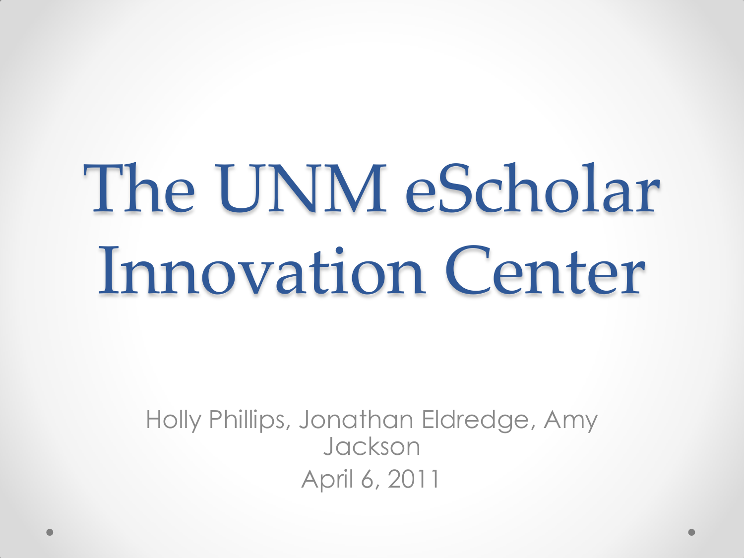# The UNM eScholar Innovation Center

Holly Phillips, Jonathan Eldredge, Amy Jackson

April 6, 2011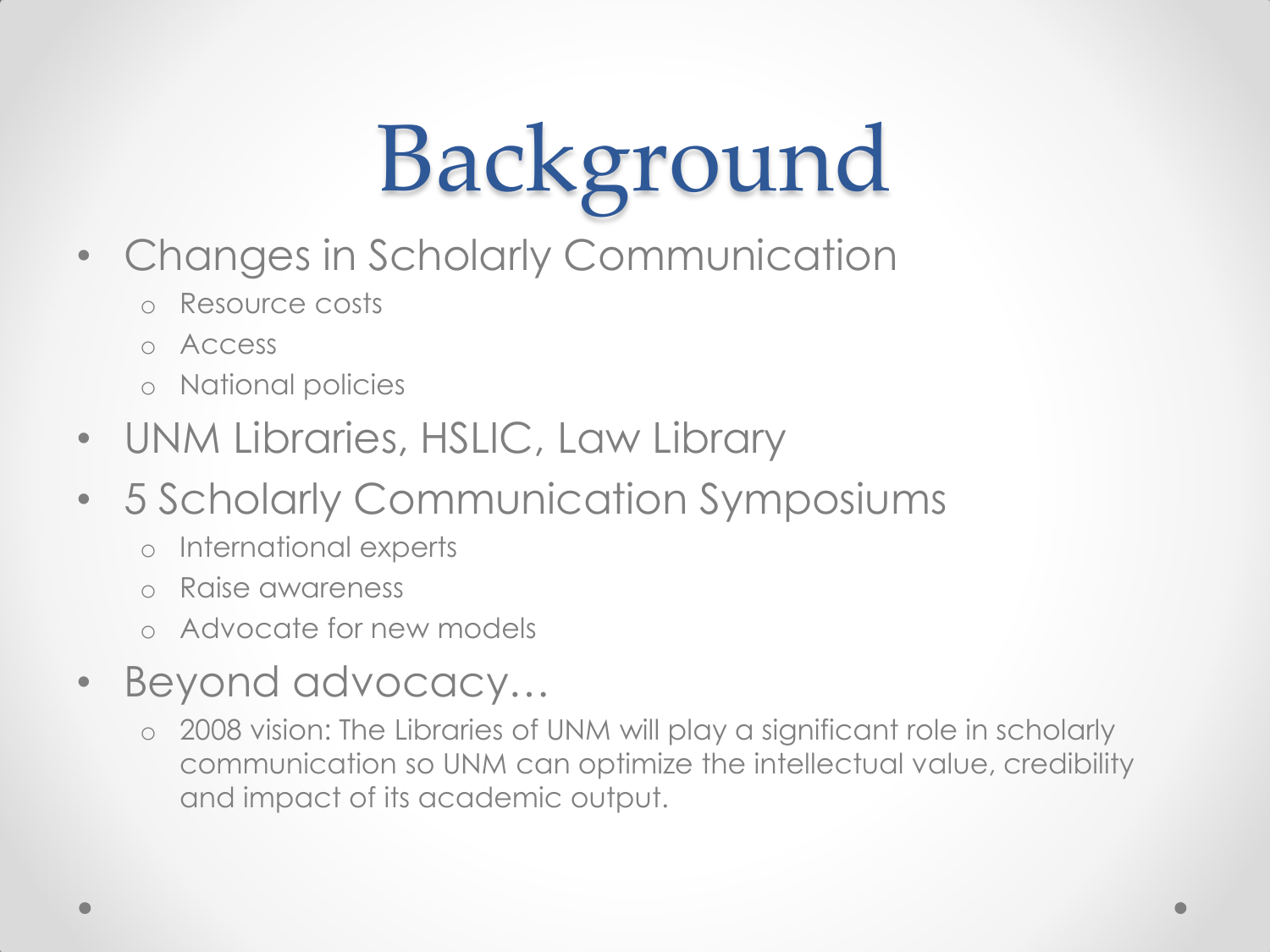# Background

- Changes in Scholarly Communication
  - Resource costs
  - Access
  - National policies
- UNM Libraries, HSLIC, Law Library
- 5 Scholarly Communication Symposiums
  - International experts
  - Raise awareness
  - Advocate for new models
- Beyond advocacy…
  - 2008 vision: The Libraries of UNM will play a significant role in scholarly communication so UNM can optimize the intellectual value, credibility and impact of its academic output.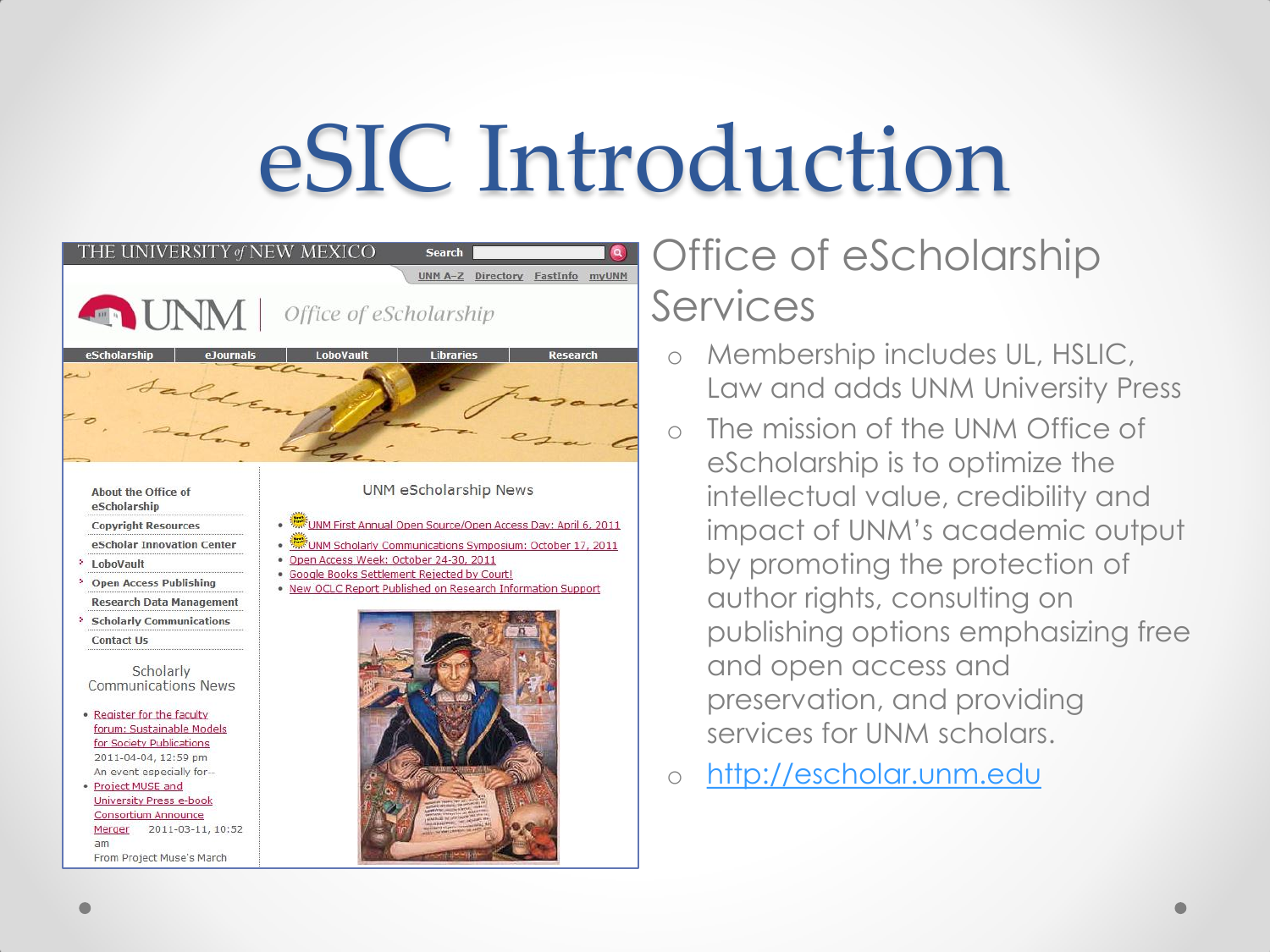# eSIC Introduction

## Office of eScholarship Services

- Membership includes UL, HSLIC, Law and adds UNM University Press
- The mission of the UNM Office of eScholarship is to optimize the intellectual value, credibility and impact of UNM's academic output by promoting the protection of author rights, consulting on publishing options emphasizing free and open access and preservation, and providing services for UNM scholars.
- http://escholar.unm.edu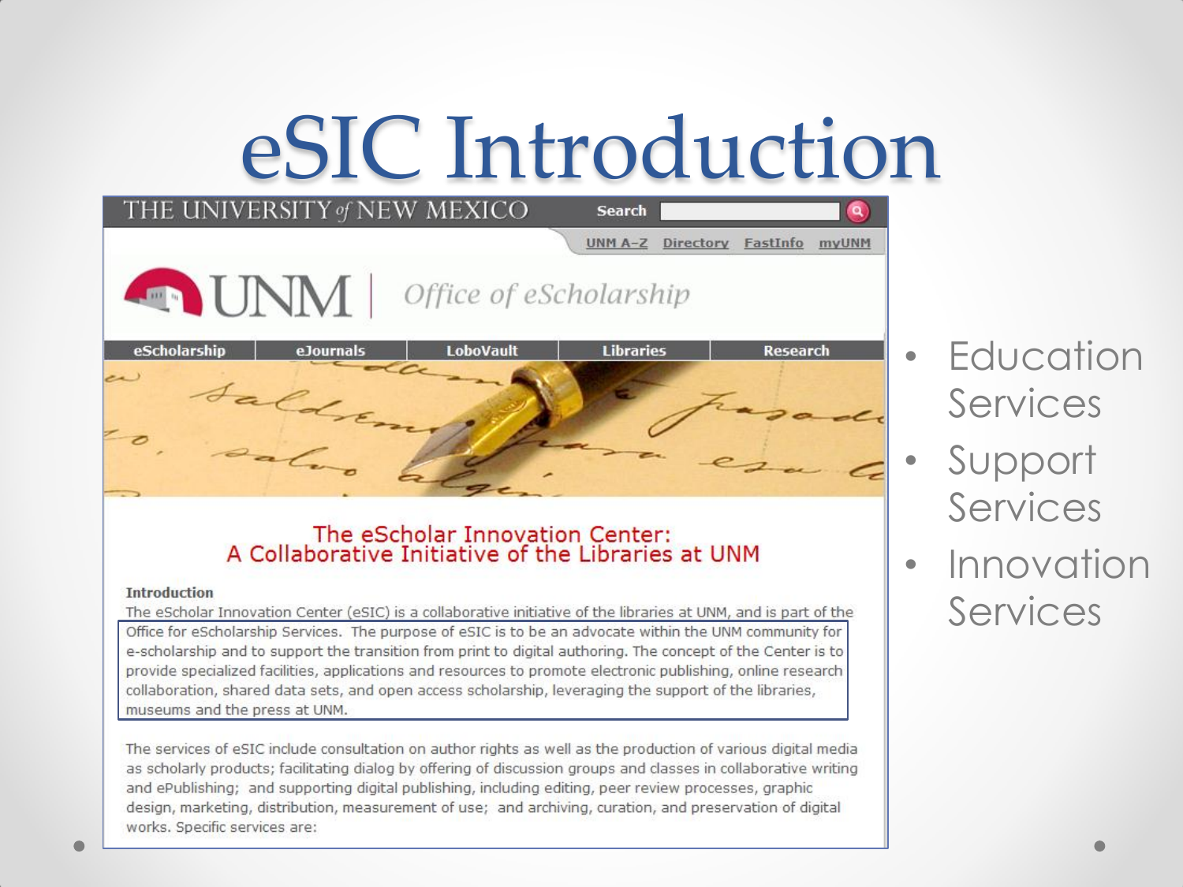# eSIC Introduction

THE UNIVERSITY of NEW MEXICO

Search

UNM A–Z Directory FastInfo myUNM

UNM | *Office of eScholarship*

eScholarship | eJournals | LoboVault | Libraries | Research

## The eScholar Innovation Center: A Collaborative Initiative of the Libraries at UNM

**Introduction**

The eScholar Innovation Center (eSIC) is a collaborative initiative of the libraries at UNM, and is part of the Office for eScholarship Services. The purpose of eSIC is to be an advocate within the UNM community for e-scholarship and to support the transition from print to digital authoring. The concept of the Center is to provide specialized facilities, applications and resources to promote electronic publishing, online research collaboration, shared data sets, and open access scholarship, leveraging the support of the libraries, museums and the press at UNM.

The services of eSIC include consultation on author rights as well as the production of various digital media as scholarly products; facilitating dialog by offering of discussion groups and classes in collaborative writing and ePublishing; and supporting digital publishing, including editing, peer review processes, graphic design, marketing, distribution, measurement of use; and archiving, curation, and preservation of digital works. Specific services are:

- Education Services
- Support Services
- Innovation Services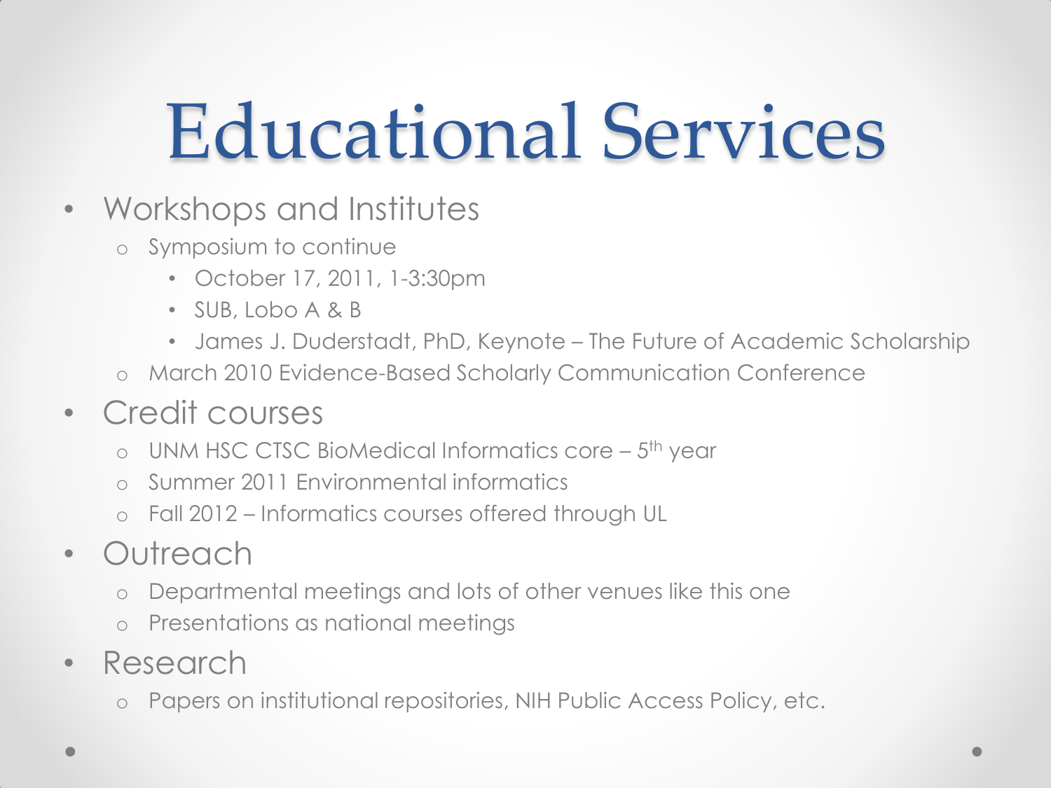# Educational Services

- Workshops and Institutes
  - Symposium to continue
    - October 17, 2011, 1-3:30pm
    - SUB, Lobo A & B
    - James J. Duderstadt, PhD, Keynote – The Future of Academic Scholarship
  - March 2010 Evidence-Based Scholarly Communication Conference
- Credit courses
  - UNM HSC CTSC BioMedical Informatics core – 5th year
  - Summer 2011 Environmental informatics
  - Fall 2012 – Informatics courses offered through UL
- Outreach
  - Departmental meetings and lots of other venues like this one
  - Presentations as national meetings
- Research
  - Papers on institutional repositories, NIH Public Access Policy, etc.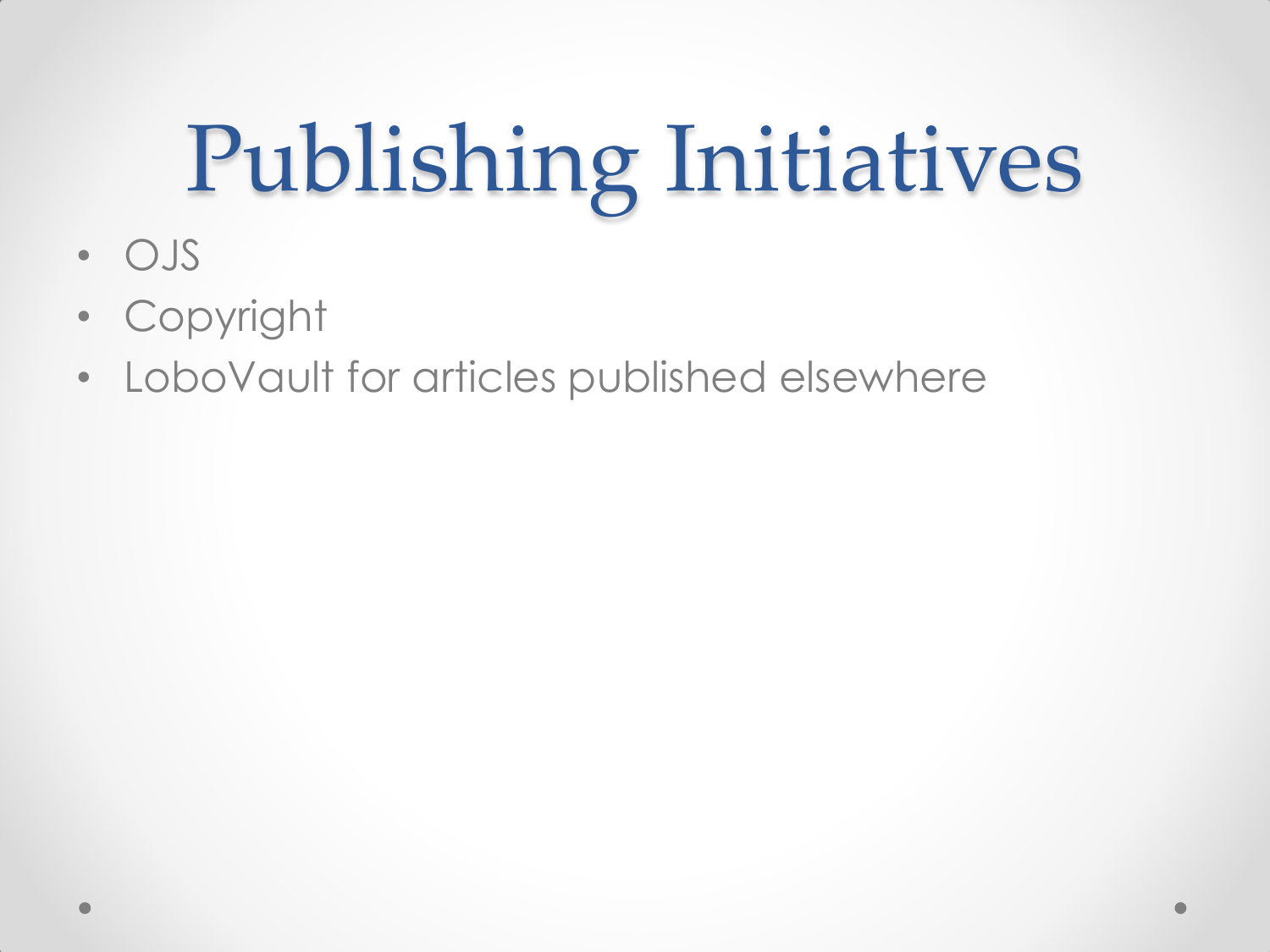# Publishing Initiatives

- OJS
- Copyright
- LoboVault for articles published elsewhere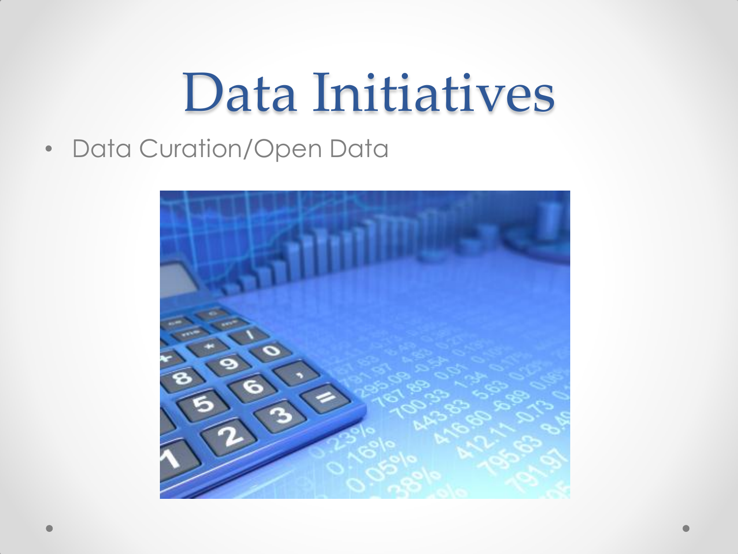# Data Initiatives

- Data Curation/Open Data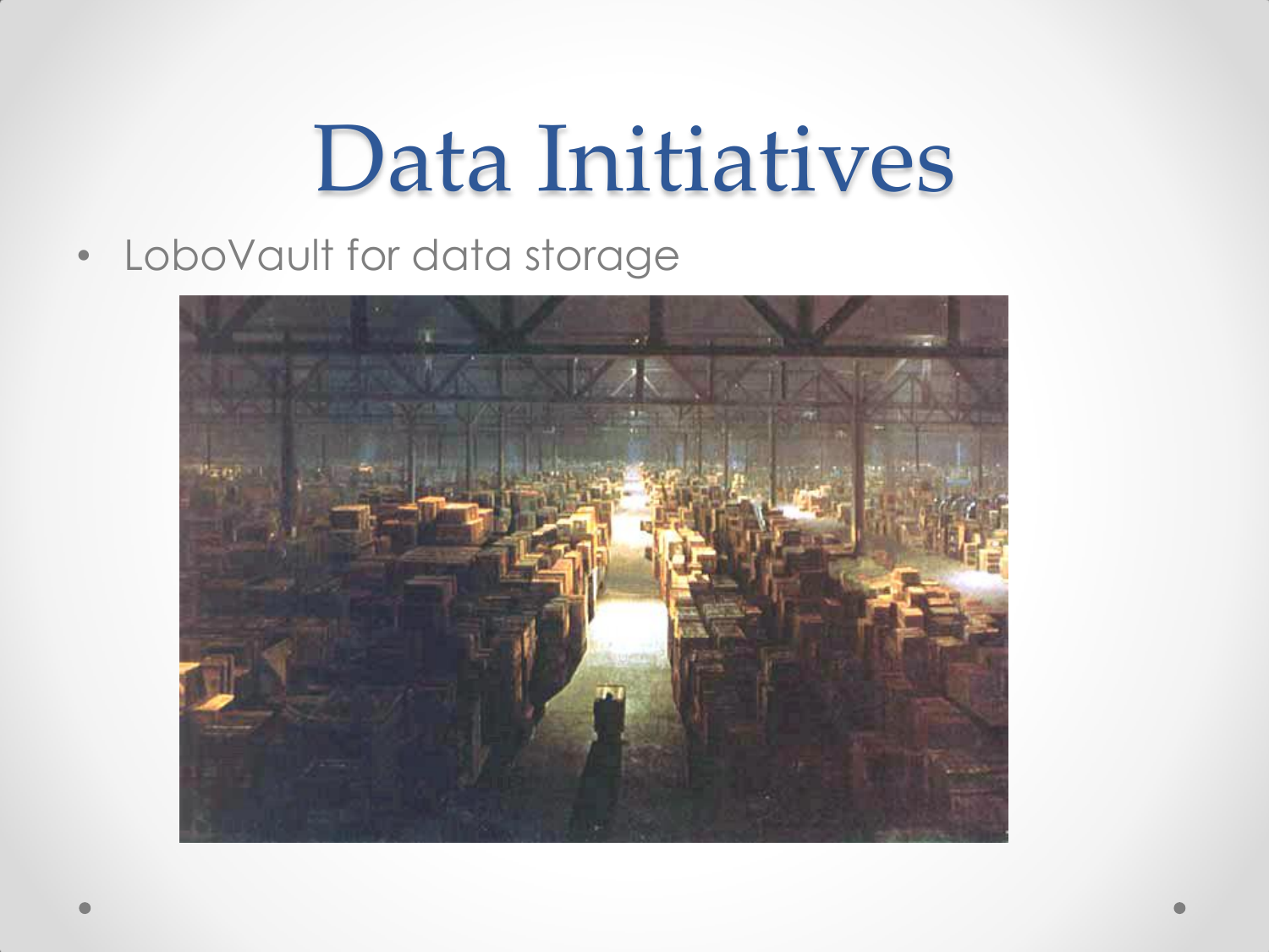# Data Initiatives

- LoboVault for data storage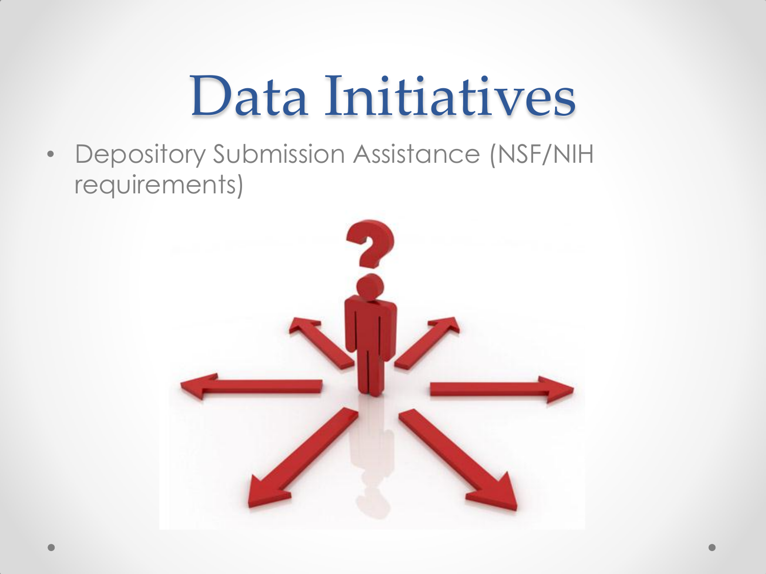# Data Initiatives

- Depository Submission Assistance (NSF/NIH requirements)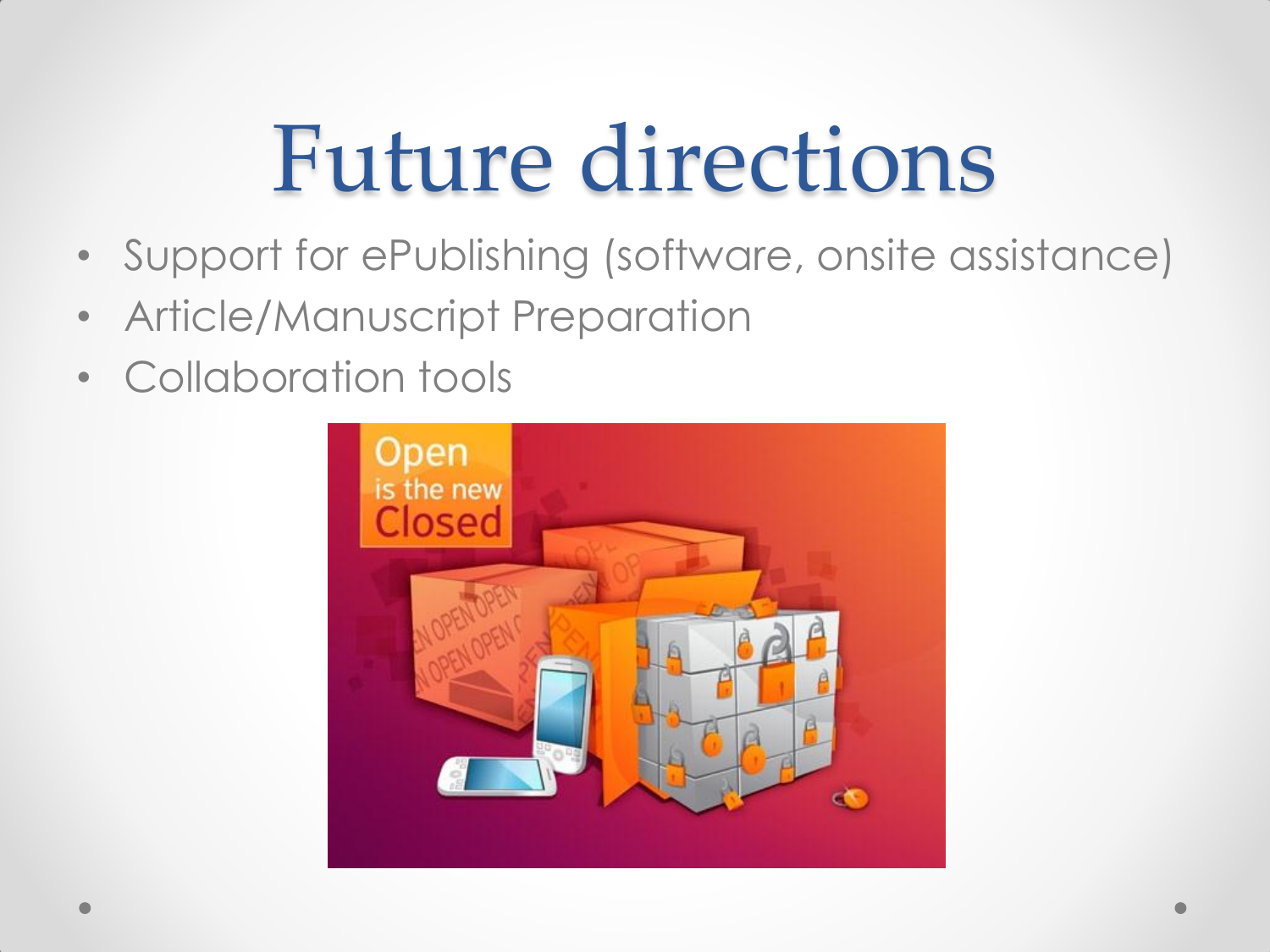# Future directions

- Support for ePublishing (software, onsite assistance)
- Article/Manuscript Preparation
- Collaboration tools